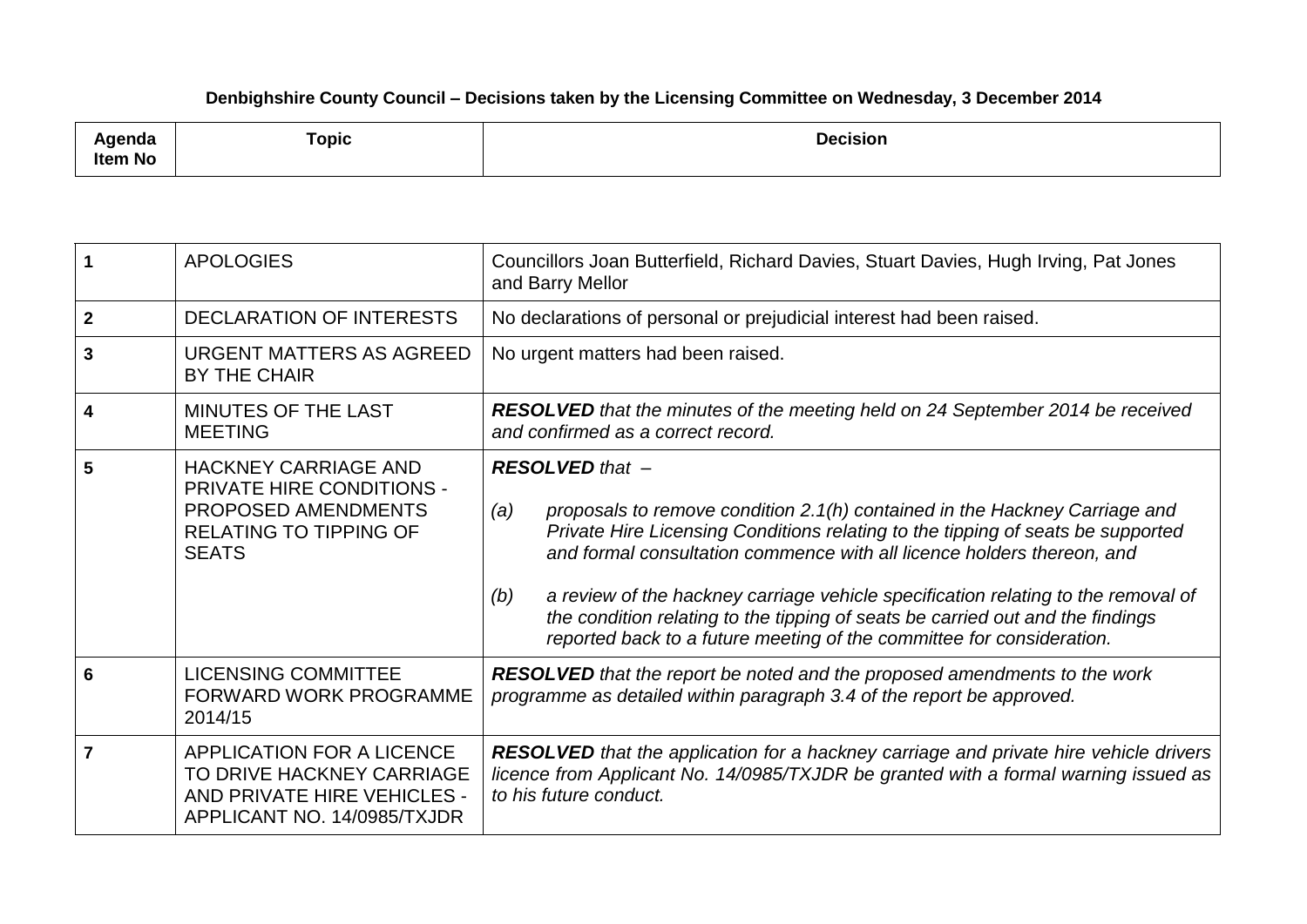**Denbighshire County Council – Decisions taken by the Licensing Committee on Wednesday, 3 December 2014**

| Agenda Item No | Topic | Decision |
|---|---|---|
| **1** | APOLOGIES | Councillors Joan Butterfield, Richard Davies, Stuart Davies, Hugh Irving, Pat Jones and Barry Mellor |
| **2** | DECLARATION OF INTERESTS | No declarations of personal or prejudicial interest had been raised. |
| **3** | URGENT MATTERS AS AGREED BY THE CHAIR | No urgent matters had been raised. |
| **4** | MINUTES OF THE LAST MEETING | ***RESOLVED*** *that the minutes of the meeting held on 24 September 2014 be received and confirmed as a correct record.* |
| **5** | HACKNEY CARRIAGE AND PRIVATE HIRE CONDITIONS - PROPOSED AMENDMENTS RELATING TO TIPPING OF SEATS | ***RESOLVED*** *that –*<br><br>*(a) proposals to remove condition 2.1(h) contained in the Hackney Carriage and Private Hire Licensing Conditions relating to the tipping of seats be supported and formal consultation commence with all licence holders thereon, and*<br><br>*(b) a review of the hackney carriage vehicle specification relating to the removal of the condition relating to the tipping of seats be carried out and the findings reported back to a future meeting of the committee for consideration.* |
| **6** | LICENSING COMMITTEE FORWARD WORK PROGRAMME 2014/15 | ***RESOLVED*** *that the report be noted and the proposed amendments to the work programme as detailed within paragraph 3.4 of the report be approved.* |
| **7** | APPLICATION FOR A LICENCE TO DRIVE HACKNEY CARRIAGE AND PRIVATE HIRE VEHICLES - APPLICANT NO. 14/0985/TXJDR | ***RESOLVED*** *that the application for a hackney carriage and private hire vehicle drivers licence from Applicant No. 14/0985/TXJDR be granted with a formal warning issued as to his future conduct.* |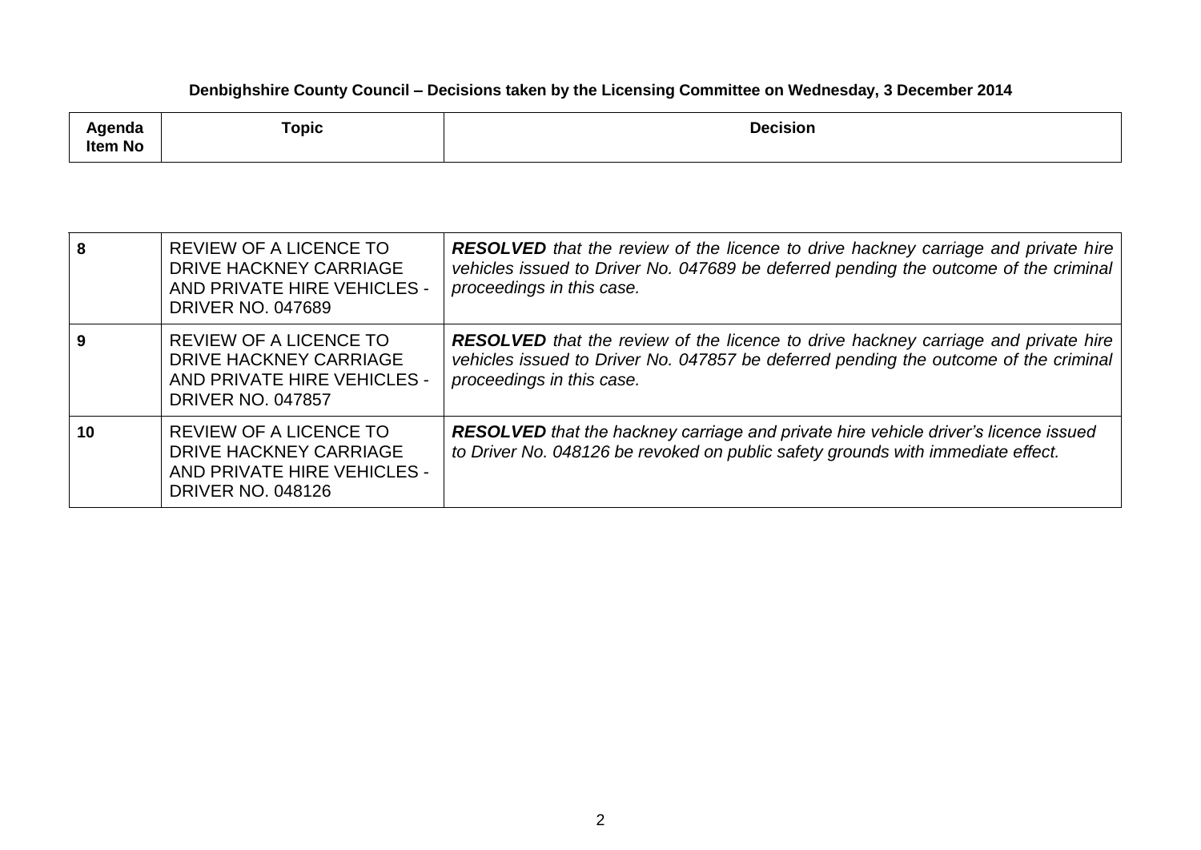**Denbighshire County Council – Decisions taken by the Licensing Committee on Wednesday, 3 December 2014**

| Agenda Item No | Topic | Decision |
|---|---|---|
| 8 | REVIEW OF A LICENCE TO DRIVE HACKNEY CARRIAGE AND PRIVATE HIRE VEHICLES - DRIVER NO. 047689 | ***RESOLVED*** *that the review of the licence to drive hackney carriage and private hire vehicles issued to Driver No. 047689 be deferred pending the outcome of the criminal proceedings in this case.* |
| 9 | REVIEW OF A LICENCE TO DRIVE HACKNEY CARRIAGE AND PRIVATE HIRE VEHICLES - DRIVER NO. 047857 | ***RESOLVED*** *that the review of the licence to drive hackney carriage and private hire vehicles issued to Driver No. 047857 be deferred pending the outcome of the criminal proceedings in this case.* |
| 10 | REVIEW OF A LICENCE TO DRIVE HACKNEY CARRIAGE AND PRIVATE HIRE VEHICLES - DRIVER NO. 048126 | ***RESOLVED*** *that the hackney carriage and private hire vehicle driver's licence issued to Driver No. 048126 be revoked on public safety grounds with immediate effect.* |